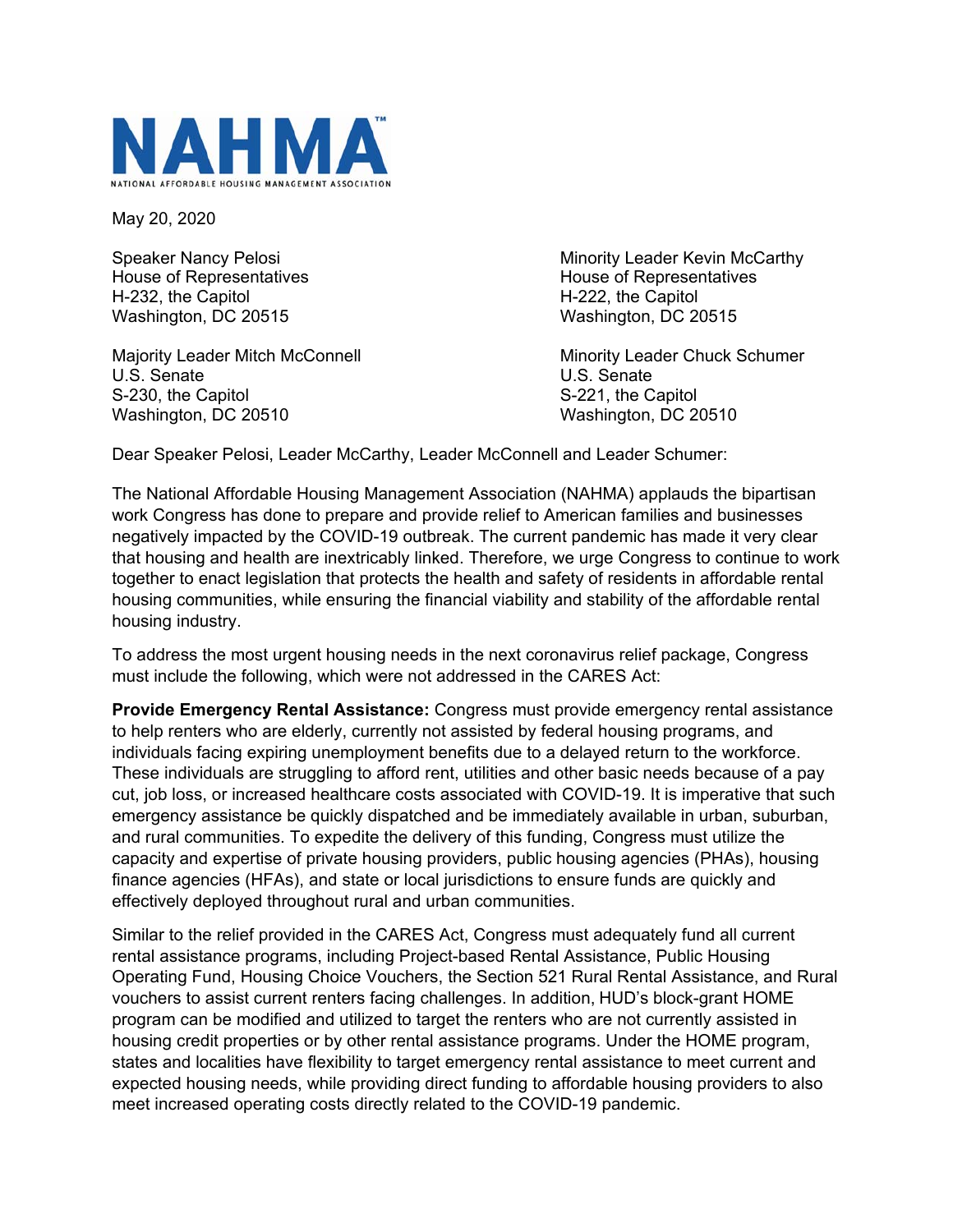**NAHMA**

NATIONAL AFFORDABLE HOUSING MANAGEMENT ASSOCIATION

May 20, 2020

Speaker Nancy Pelosi
House of Representatives
H-232, the Capitol
Washington, DC 20515

Minority Leader Kevin McCarthy
House of Representatives
H-222, the Capitol
Washington, DC 20515

Majority Leader Mitch McConnell
U.S. Senate
S-230, the Capitol
Washington, DC 20510

Minority Leader Chuck Schumer
U.S. Senate
S-221, the Capitol
Washington, DC 20510

Dear Speaker Pelosi, Leader McCarthy, Leader McConnell and Leader Schumer:

The National Affordable Housing Management Association (NAHMA) applauds the bipartisan work Congress has done to prepare and provide relief to American families and businesses negatively impacted by the COVID-19 outbreak. The current pandemic has made it very clear that housing and health are inextricably linked. Therefore, we urge Congress to continue to work together to enact legislation that protects the health and safety of residents in affordable rental housing communities, while ensuring the financial viability and stability of the affordable rental housing industry.

To address the most urgent housing needs in the next coronavirus relief package, Congress must include the following, which were not addressed in the CARES Act:

**Provide Emergency Rental Assistance:** Congress must provide emergency rental assistance to help renters who are elderly, currently not assisted by federal housing programs, and individuals facing expiring unemployment benefits due to a delayed return to the workforce. These individuals are struggling to afford rent, utilities and other basic needs because of a pay cut, job loss, or increased healthcare costs associated with COVID-19. It is imperative that such emergency assistance be quickly dispatched and be immediately available in urban, suburban, and rural communities. To expedite the delivery of this funding, Congress must utilize the capacity and expertise of private housing providers, public housing agencies (PHAs), housing finance agencies (HFAs), and state or local jurisdictions to ensure funds are quickly and effectively deployed throughout rural and urban communities.

Similar to the relief provided in the CARES Act, Congress must adequately fund all current rental assistance programs, including Project-based Rental Assistance, Public Housing Operating Fund, Housing Choice Vouchers, the Section 521 Rural Rental Assistance, and Rural vouchers to assist current renters facing challenges. In addition, HUD's block-grant HOME program can be modified and utilized to target the renters who are not currently assisted in housing credit properties or by other rental assistance programs. Under the HOME program, states and localities have flexibility to target emergency rental assistance to meet current and expected housing needs, while providing direct funding to affordable housing providers to also meet increased operating costs directly related to the COVID-19 pandemic.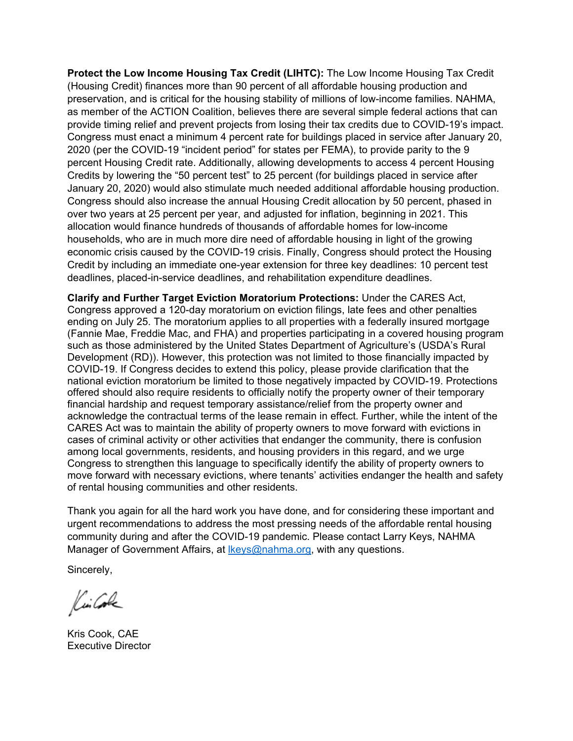**Protect the Low Income Housing Tax Credit (LIHTC):** The Low Income Housing Tax Credit (Housing Credit) finances more than 90 percent of all affordable housing production and preservation, and is critical for the housing stability of millions of low-income families. NAHMA, as member of the ACTION Coalition, believes there are several simple federal actions that can provide timing relief and prevent projects from losing their tax credits due to COVID-19's impact. Congress must enact a minimum 4 percent rate for buildings placed in service after January 20, 2020 (per the COVID-19 "incident period" for states per FEMA), to provide parity to the 9 percent Housing Credit rate. Additionally, allowing developments to access 4 percent Housing Credits by lowering the "50 percent test" to 25 percent (for buildings placed in service after January 20, 2020) would also stimulate much needed additional affordable housing production. Congress should also increase the annual Housing Credit allocation by 50 percent, phased in over two years at 25 percent per year, and adjusted for inflation, beginning in 2021. This allocation would finance hundreds of thousands of affordable homes for low-income households, who are in much more dire need of affordable housing in light of the growing economic crisis caused by the COVID-19 crisis. Finally, Congress should protect the Housing Credit by including an immediate one-year extension for three key deadlines: 10 percent test deadlines, placed-in-service deadlines, and rehabilitation expenditure deadlines.

**Clarify and Further Target Eviction Moratorium Protections:** Under the CARES Act, Congress approved a 120-day moratorium on eviction filings, late fees and other penalties ending on July 25. The moratorium applies to all properties with a federally insured mortgage (Fannie Mae, Freddie Mac, and FHA) and properties participating in a covered housing program such as those administered by the United States Department of Agriculture's (USDA's Rural Development (RD)). However, this protection was not limited to those financially impacted by COVID-19. If Congress decides to extend this policy, please provide clarification that the national eviction moratorium be limited to those negatively impacted by COVID-19. Protections offered should also require residents to officially notify the property owner of their temporary financial hardship and request temporary assistance/relief from the property owner and acknowledge the contractual terms of the lease remain in effect. Further, while the intent of the CARES Act was to maintain the ability of property owners to move forward with evictions in cases of criminal activity or other activities that endanger the community, there is confusion among local governments, residents, and housing providers in this regard, and we urge Congress to strengthen this language to specifically identify the ability of property owners to move forward with necessary evictions, where tenants' activities endanger the health and safety of rental housing communities and other residents.

Thank you again for all the hard work you have done, and for considering these important and urgent recommendations to address the most pressing needs of the affordable rental housing community during and after the COVID-19 pandemic. Please contact Larry Keys, NAHMA Manager of Government Affairs, at lkeys@nahma.org, with any questions.

Sincerely,

Kris Cook, CAE
Executive Director